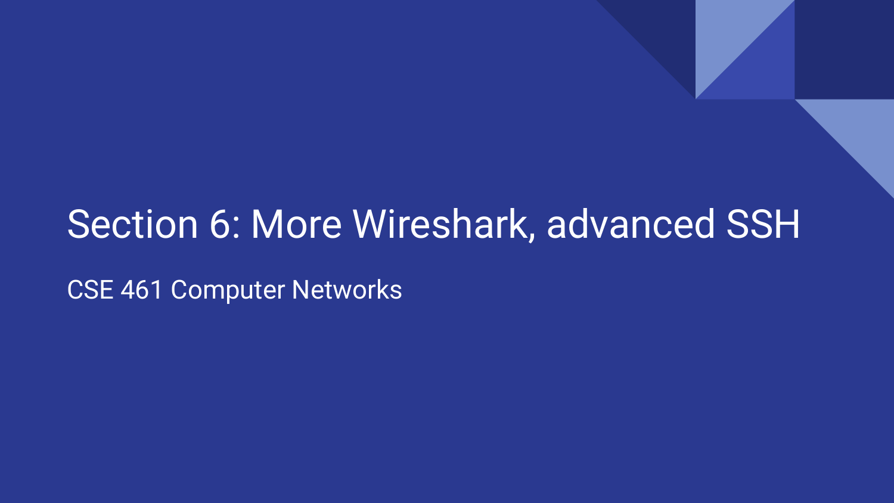# Section 6: More Wireshark, advanced SSH

CSE 461 Computer Networks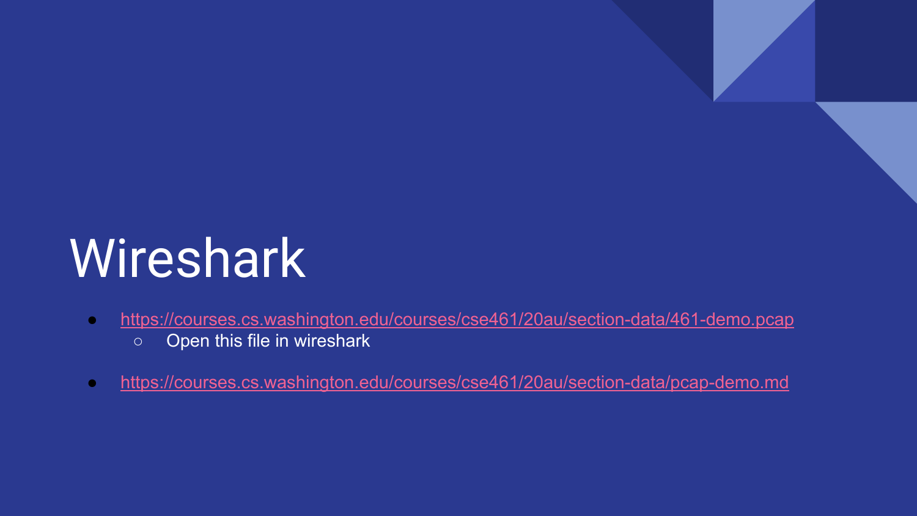# Wireshark

- https://courses.cs.washington.edu/courses/cse461/20au/section-data/461-demo.pcap
  - Open this file in wireshark
- https://courses.cs.washington.edu/courses/cse461/20au/section-data/pcap-demo.md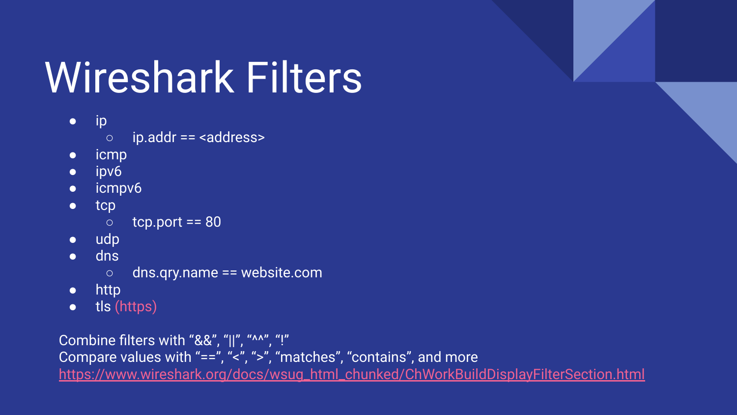# Wireshark Filters

- ip
  - ip.addr == <address>
- icmp
- ipv6
- icmpv6
- tcp
  - tcp.port == 80
- udp
- dns
  - dns.qry.name == website.com
- http
- tls (https)

Combine filters with “&&”, “||”, “^^”, “!”
Compare values with “==”, “<”, “>”, “matches”, “contains”, and more
https://www.wireshark.org/docs/wsug_html_chunked/ChWorkBuildDisplayFilterSection.html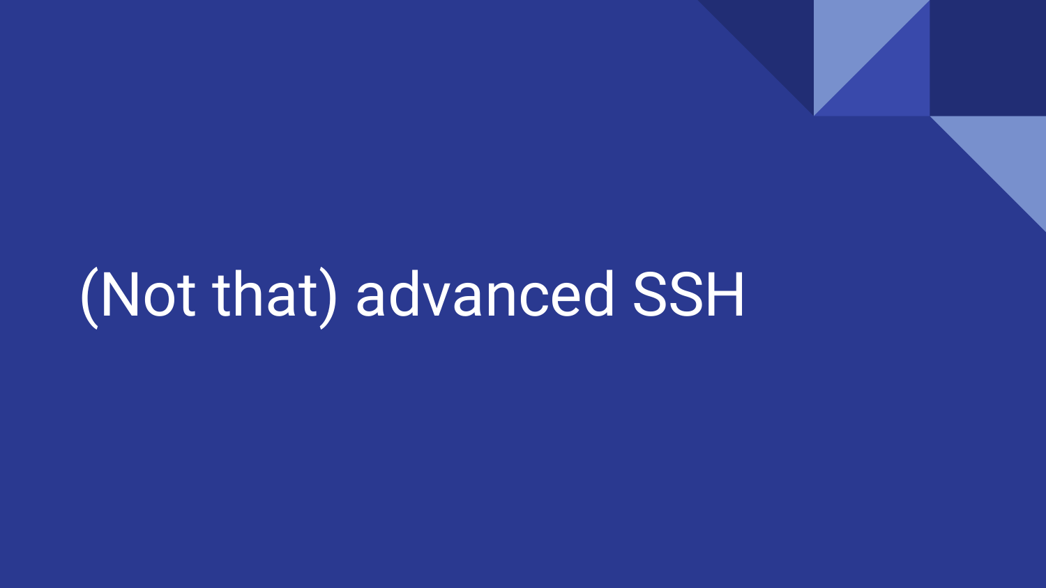# (Not that) advanced SSH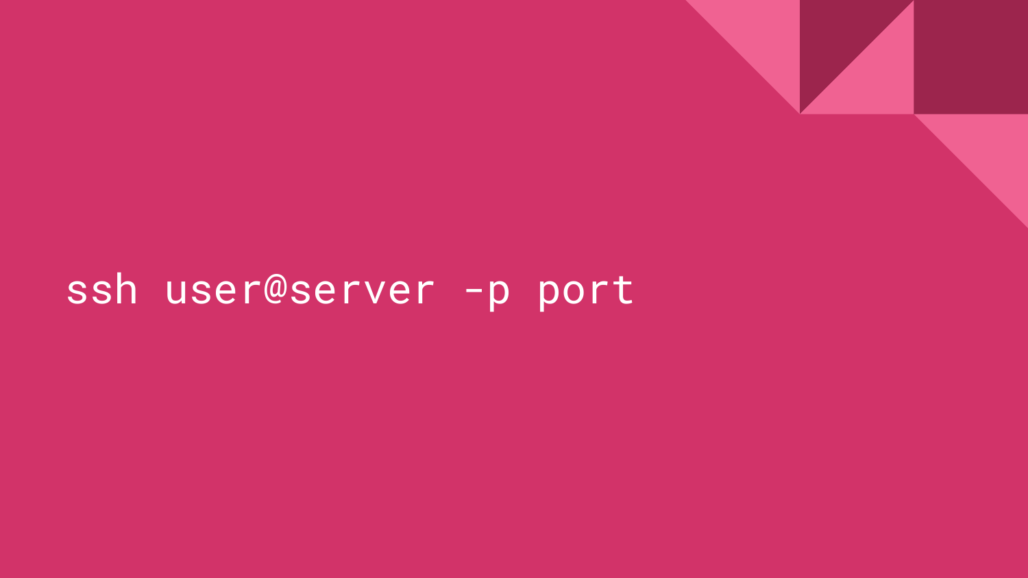```
ssh user@server -p port
```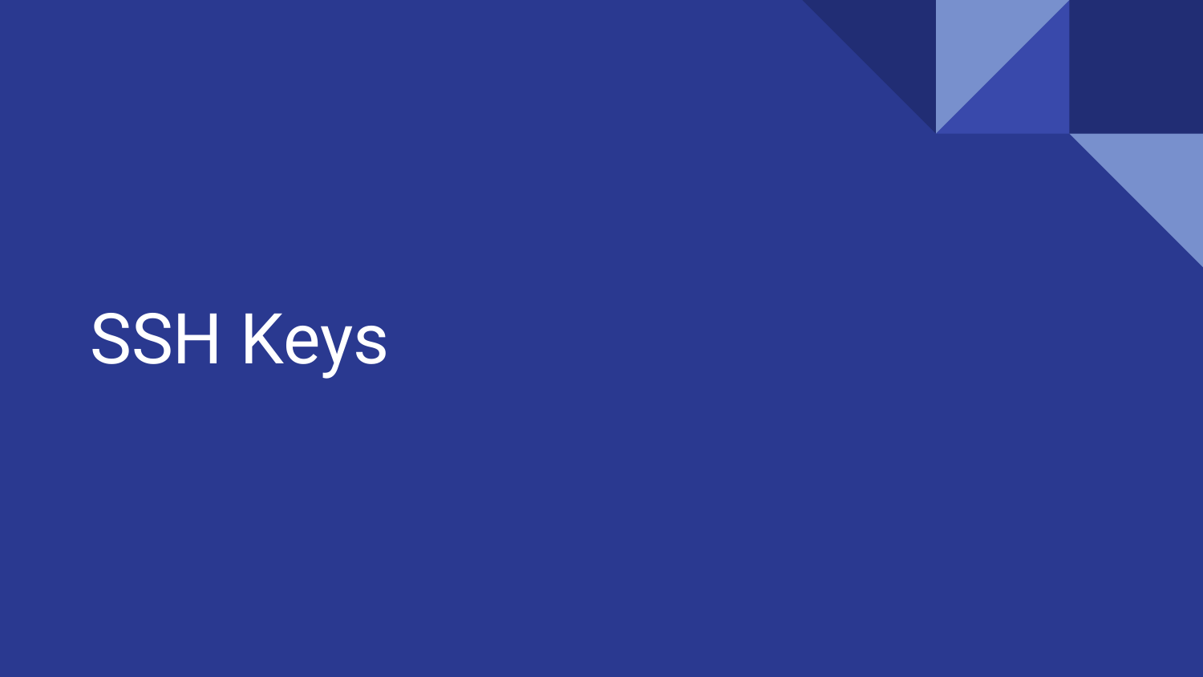# SSH Keys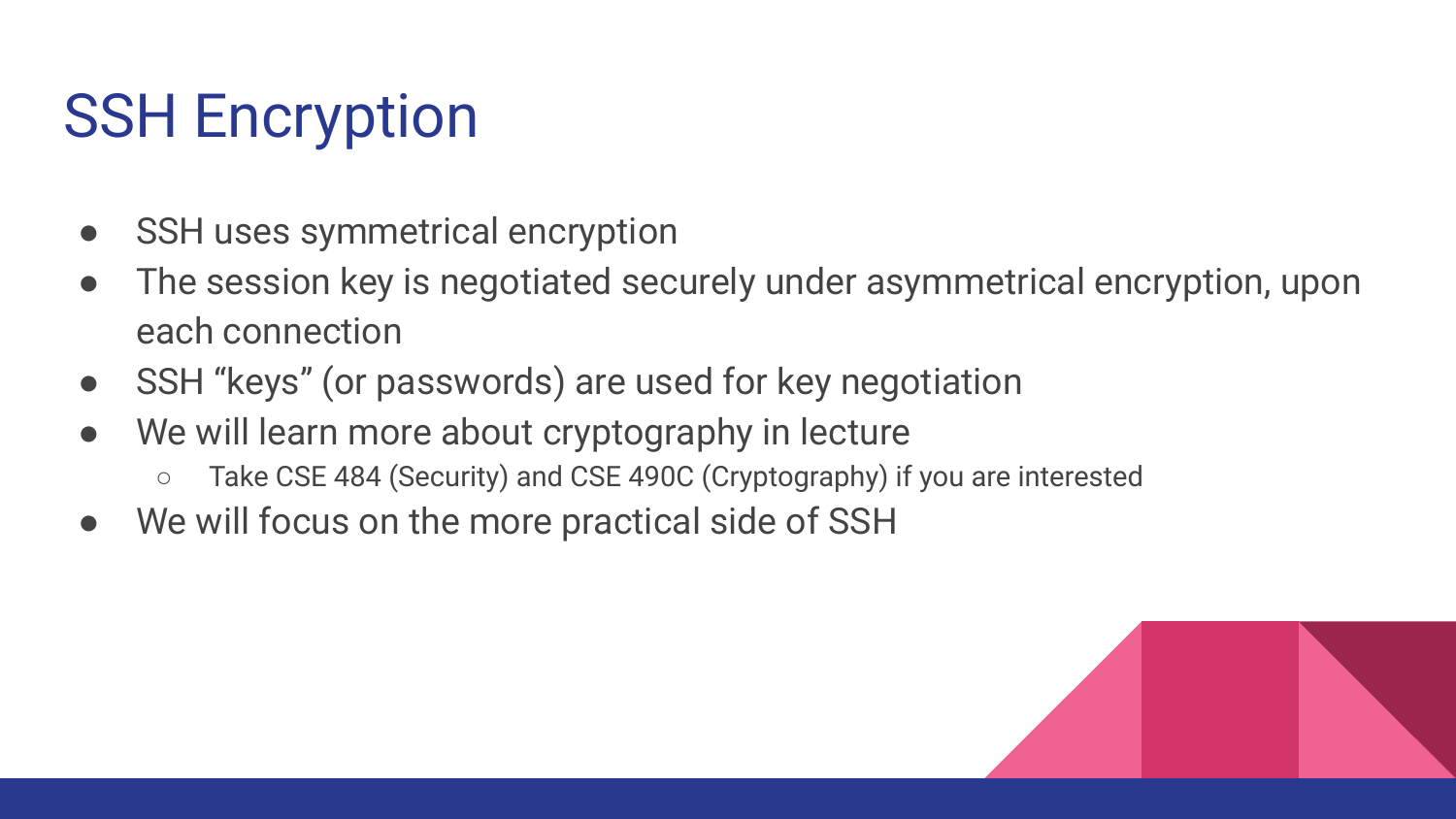# SSH Encryption

- SSH uses symmetrical encryption
- The session key is negotiated securely under asymmetrical encryption, upon each connection
- SSH “keys” (or passwords) are used for key negotiation
- We will learn more about cryptography in lecture
  - Take CSE 484 (Security) and CSE 490C (Cryptography) if you are interested
- We will focus on the more practical side of SSH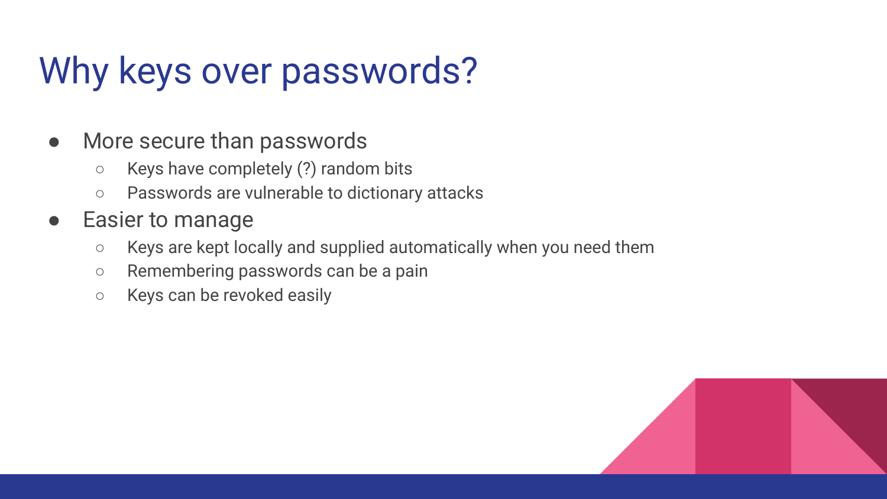# Why keys over passwords?

- More secure than passwords
  - Keys have completely (?) random bits
  - Passwords are vulnerable to dictionary attacks
- Easier to manage
  - Keys are kept locally and supplied automatically when you need them
  - Remembering passwords can be a pain
  - Keys can be revoked easily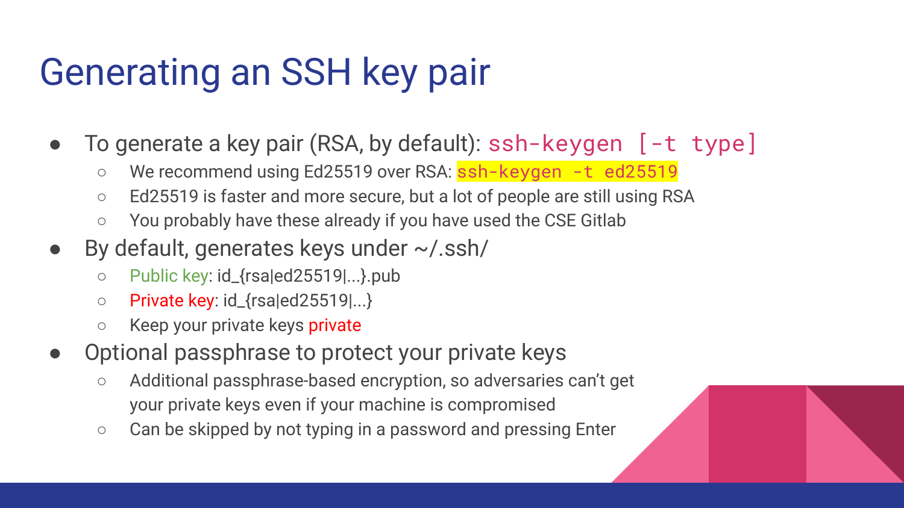# Generating an SSH key pair

- To generate a key pair (RSA, by default): `ssh-keygen [-t type]`
  - We recommend using Ed25519 over RSA: `ssh-keygen -t ed25519`
  - Ed25519 is faster and more secure, but a lot of people are still using RSA
  - You probably have these already if you have used the CSE Gitlab
- By default, generates keys under ~/.ssh/
  - Public key: id_{rsa|ed25519|...}.pub
  - Private key: id_{rsa|ed25519|...}
  - Keep your private keys private
- Optional passphrase to protect your private keys
  - Additional passphrase-based encryption, so adversaries can't get your private keys even if your machine is compromised
  - Can be skipped by not typing in a password and pressing Enter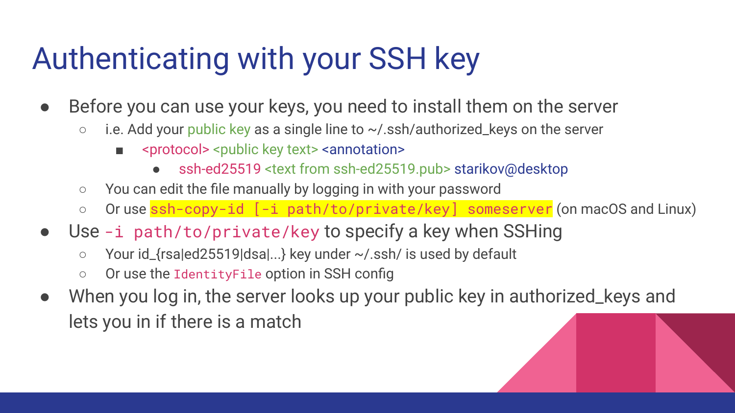# Authenticating with your SSH key

- Before you can use your keys, you need to install them on the server
  - i.e. Add your public key as a single line to ~/.ssh/authorized_keys on the server
    - <protocol> <public key text> <annotation>
      - ssh-ed25519 <text from ssh-ed25519.pub> starikov@desktop
  - You can edit the file manually by logging in with your password
  - Or use `ssh-copy-id [-i path/to/private/key] someserver` (on macOS and Linux)
- Use `-i path/to/private/key` to specify a key when SSHing
  - Your id_{rsa|ed25519|dsa|...} key under ~/.ssh/ is used by default
  - Or use the `IdentityFile` option in SSH config
- When you log in, the server looks up your public key in authorized_keys and lets you in if there is a match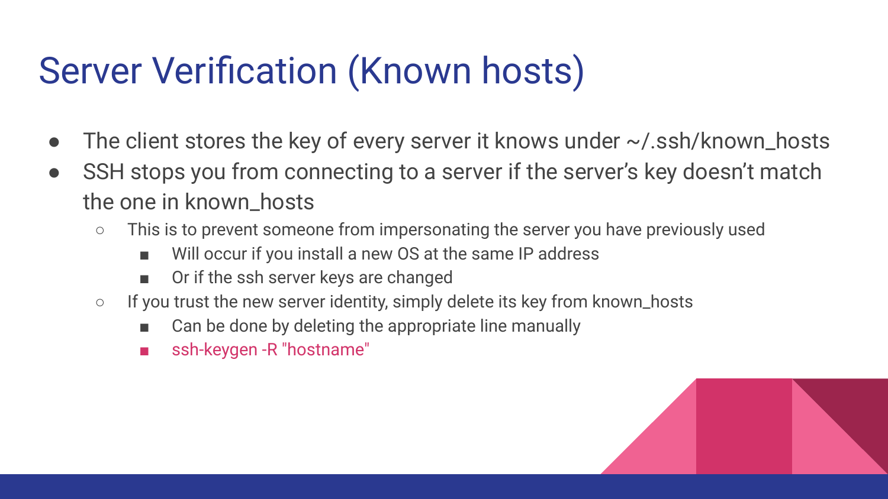# Server Verification (Known hosts)

- The client stores the key of every server it knows under ~/.ssh/known_hosts
- SSH stops you from connecting to a server if the server's key doesn't match the one in known_hosts
  - This is to prevent someone from impersonating the server you have previously used
    - Will occur if you install a new OS at the same IP address
    - Or if the ssh server keys are changed
  - If you trust the new server identity, simply delete its key from known_hosts
    - Can be done by deleting the appropriate line manually
    - `ssh-keygen -R "hostname"`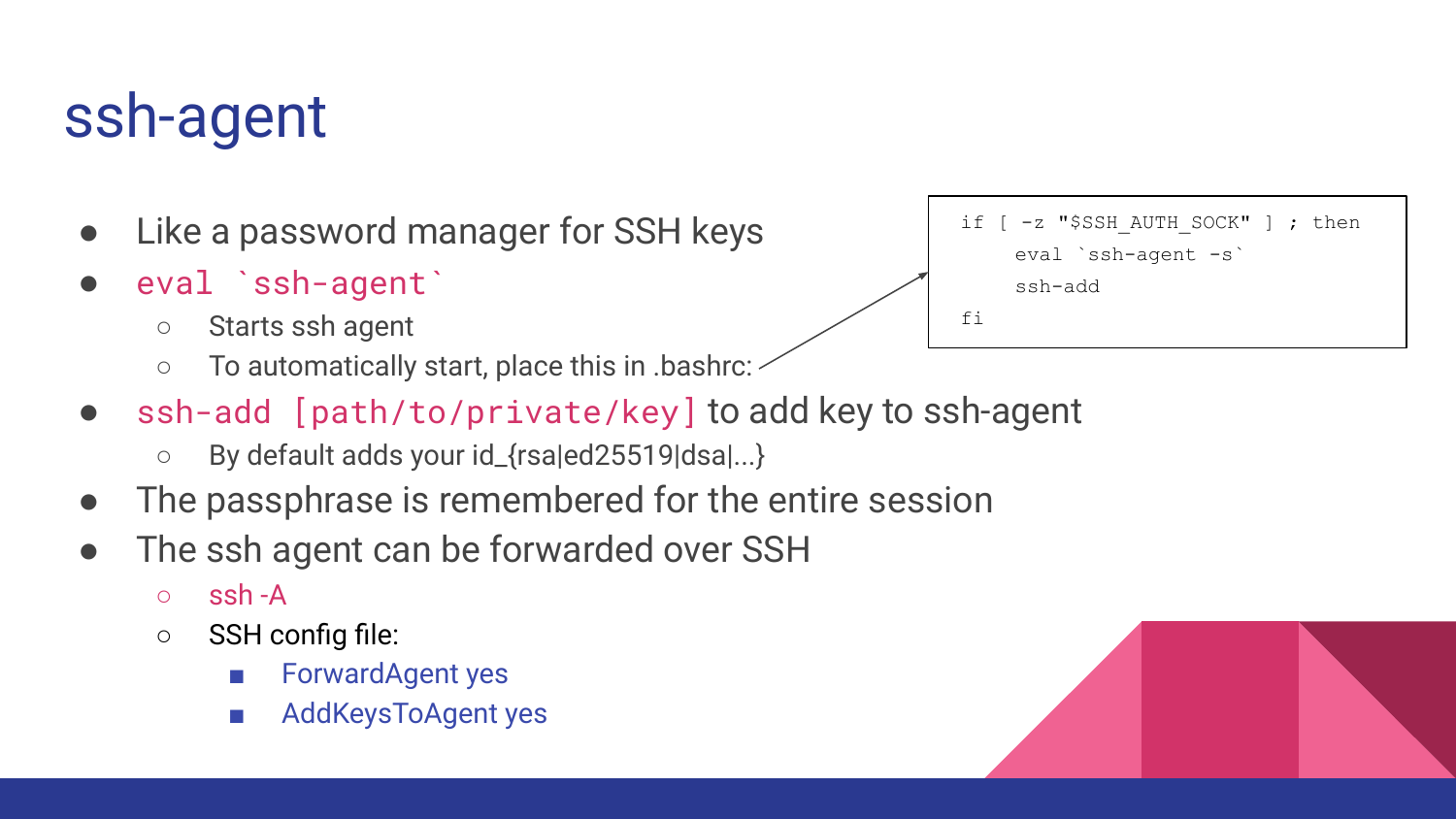# ssh-agent

- Like a password manager for SSH keys
- `eval `ssh-agent``
  - Starts ssh agent
  - To automatically start, place this in .bashrc:

```
if [ -z "$SSH_AUTH_SOCK" ] ; then
    eval `ssh-agent -s`
    ssh-add
fi
```

- `ssh-add [path/to/private/key]` to add key to ssh-agent
  - By default adds your id_{rsa|ed25519|dsa|...}
- The passphrase is remembered for the entire session
- The ssh agent can be forwarded over SSH
  - ssh -A
  - SSH config file:
    - ForwardAgent yes
    - AddKeysToAgent yes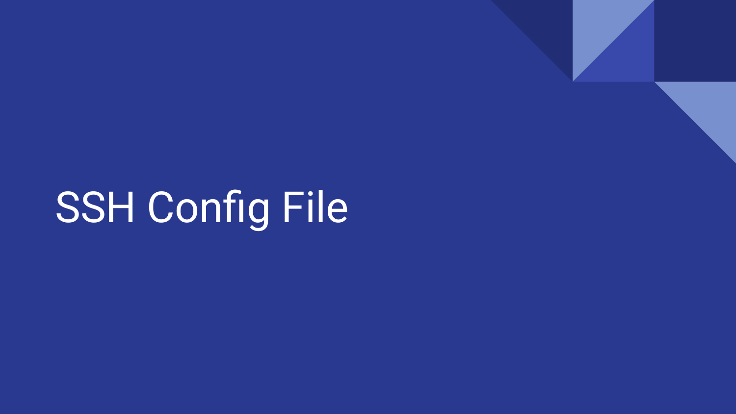# SSH Config File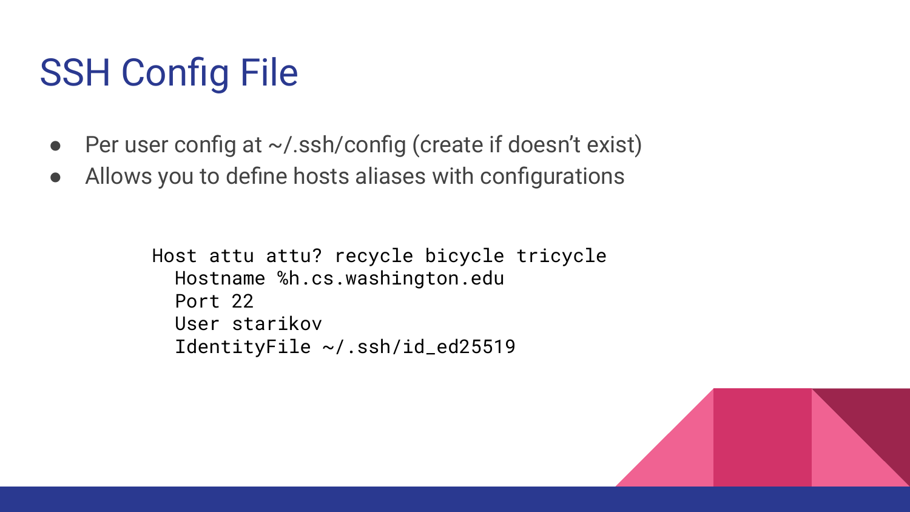# SSH Config File

- Per user config at ~/.ssh/config (create if doesn't exist)
- Allows you to define hosts aliases with configurations

```
Host attu attu? recycle bicycle tricycle
  Hostname %h.cs.washington.edu
  Port 22
  User starikov
  IdentityFile ~/.ssh/id_ed25519
```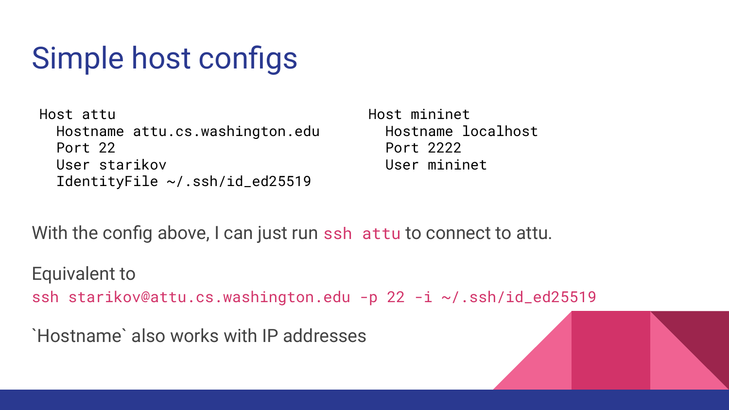# Simple host configs

```
Host attu
  Hostname attu.cs.washington.edu
  Port 22
  User starikov
  IdentityFile ~/.ssh/id_ed25519
```

```
Host mininet
  Hostname localhost
  Port 2222
  User mininet
```

With the config above, I can just run `ssh attu` to connect to attu.

Equivalent to

`ssh starikov@attu.cs.washington.edu -p 22 -i ~/.ssh/id_ed25519`

`Hostname` also works with IP addresses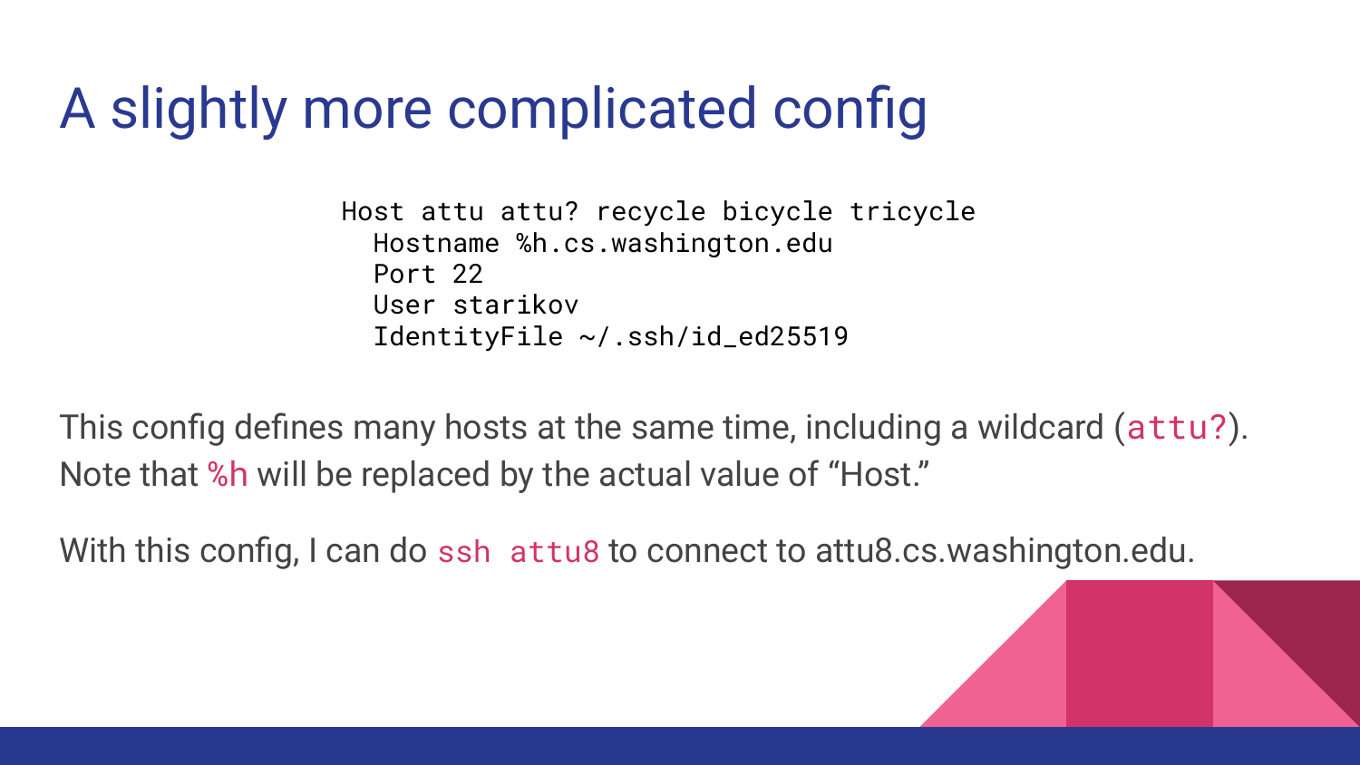# A slightly more complicated config

```
Host attu attu? recycle bicycle tricycle
  Hostname %h.cs.washington.edu
  Port 22
  User starikov
  IdentityFile ~/.ssh/id_ed25519
```

This config defines many hosts at the same time, including a wildcard (`attu?`). Note that `%h` will be replaced by the actual value of "Host."

With this config, I can do `ssh attu8` to connect to attu8.cs.washington.edu.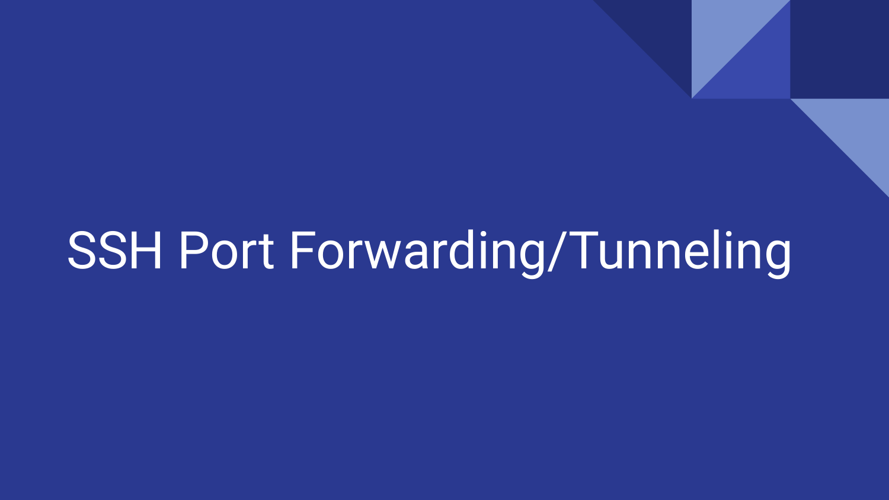# SSH Port Forwarding/Tunneling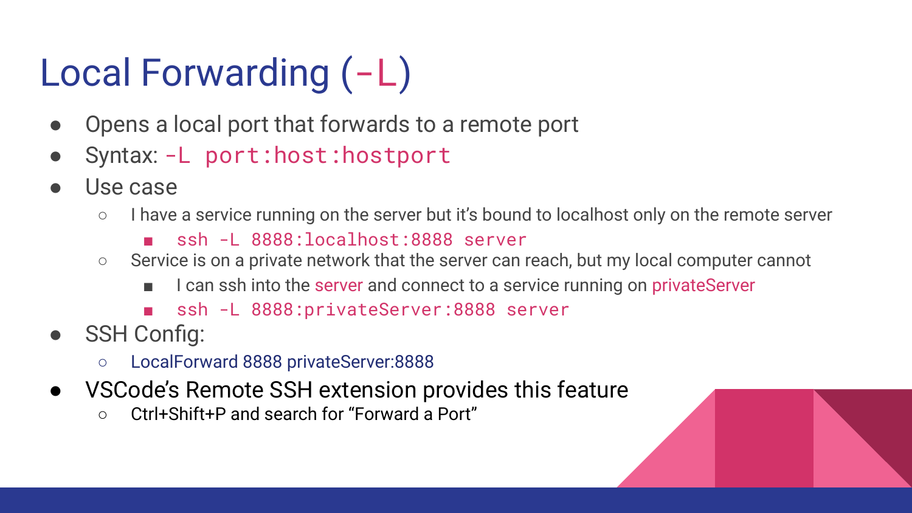# Local Forwarding (`-L`)

- Opens a local port that forwards to a remote port
- Syntax: `-L port:host:hostport`
- Use case
  - I have a service running on the server but it's bound to localhost only on the remote server
    - `ssh -L 8888:localhost:8888 server`
  - Service is on a private network that the server can reach, but my local computer cannot
    - I can ssh into the server and connect to a service running on privateServer
    - `ssh -L 8888:privateServer:8888 server`
- SSH Config:
  - LocalForward 8888 privateServer:8888
- VSCode's Remote SSH extension provides this feature
  - Ctrl+Shift+P and search for "Forward a Port"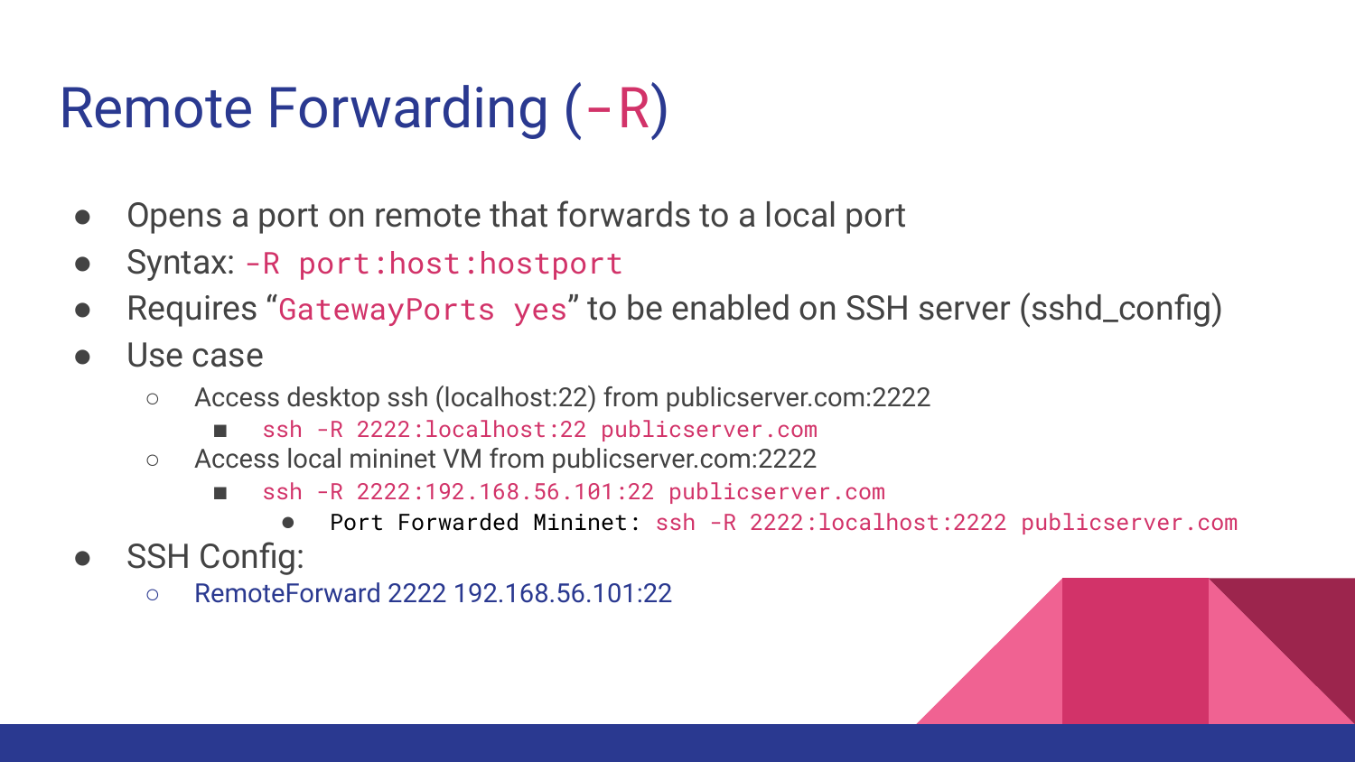# Remote Forwarding (`-R`)

- Opens a port on remote that forwards to a local port
- Syntax: `-R port:host:hostport`
- Requires "`GatewayPorts yes`" to be enabled on SSH server (sshd_config)
- Use case
  - Access desktop ssh (localhost:22) from publicserver.com:2222
    - `ssh -R 2222:localhost:22 publicserver.com`
  - Access local mininet VM from publicserver.com:2222
    - `ssh -R 2222:192.168.56.101:22 publicserver.com`
      - `Port Forwarded Mininet: ssh -R 2222:localhost:2222 publicserver.com`
- SSH Config:
  - RemoteForward 2222 192.168.56.101:22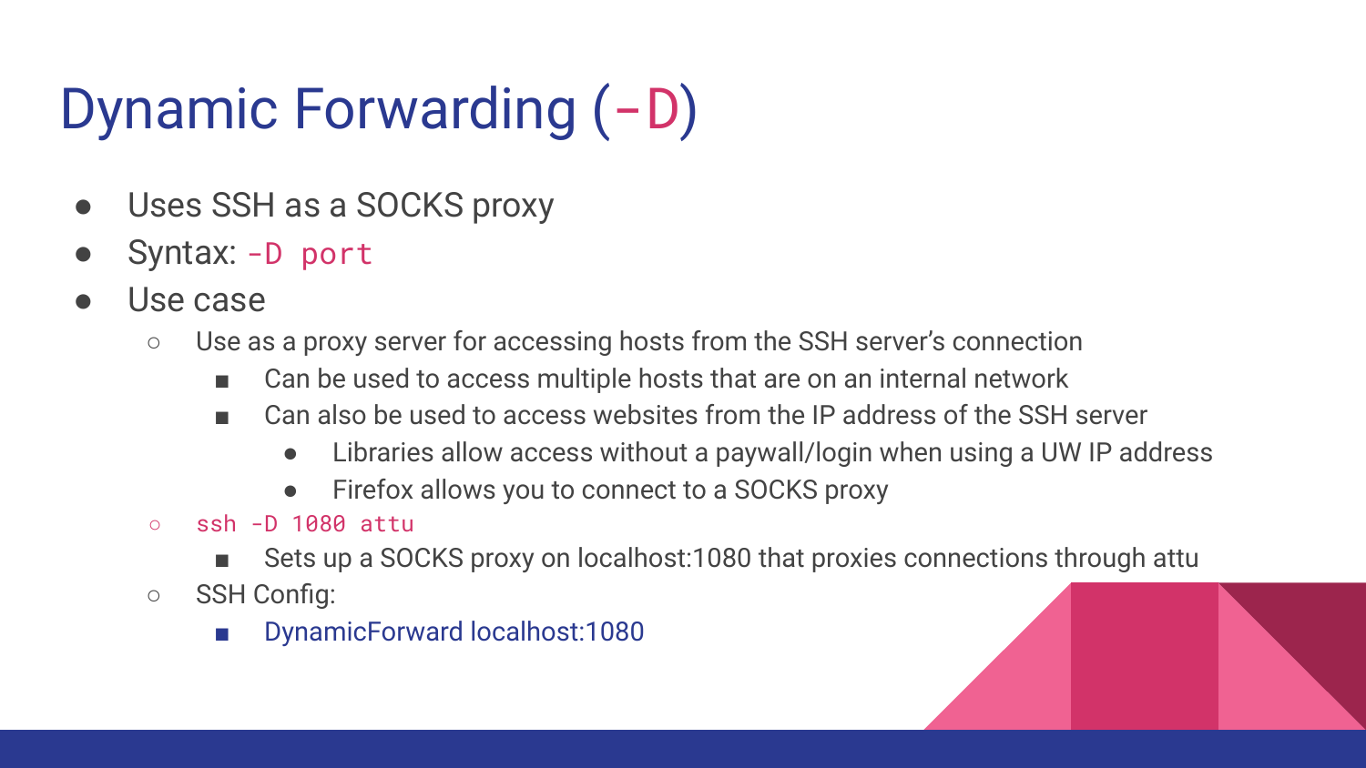# Dynamic Forwarding (`-D`)

- Uses SSH as a SOCKS proxy
- Syntax: `-D port`
- Use case
  - Use as a proxy server for accessing hosts from the SSH server's connection
    - Can be used to access multiple hosts that are on an internal network
    - Can also be used to access websites from the IP address of the SSH server
      - Libraries allow access without a paywall/login when using a UW IP address
      - Firefox allows you to connect to a SOCKS proxy
  - `ssh -D 1080 attu`
    - Sets up a SOCKS proxy on localhost:1080 that proxies connections through attu
  - SSH Config:
    - DynamicForward localhost:1080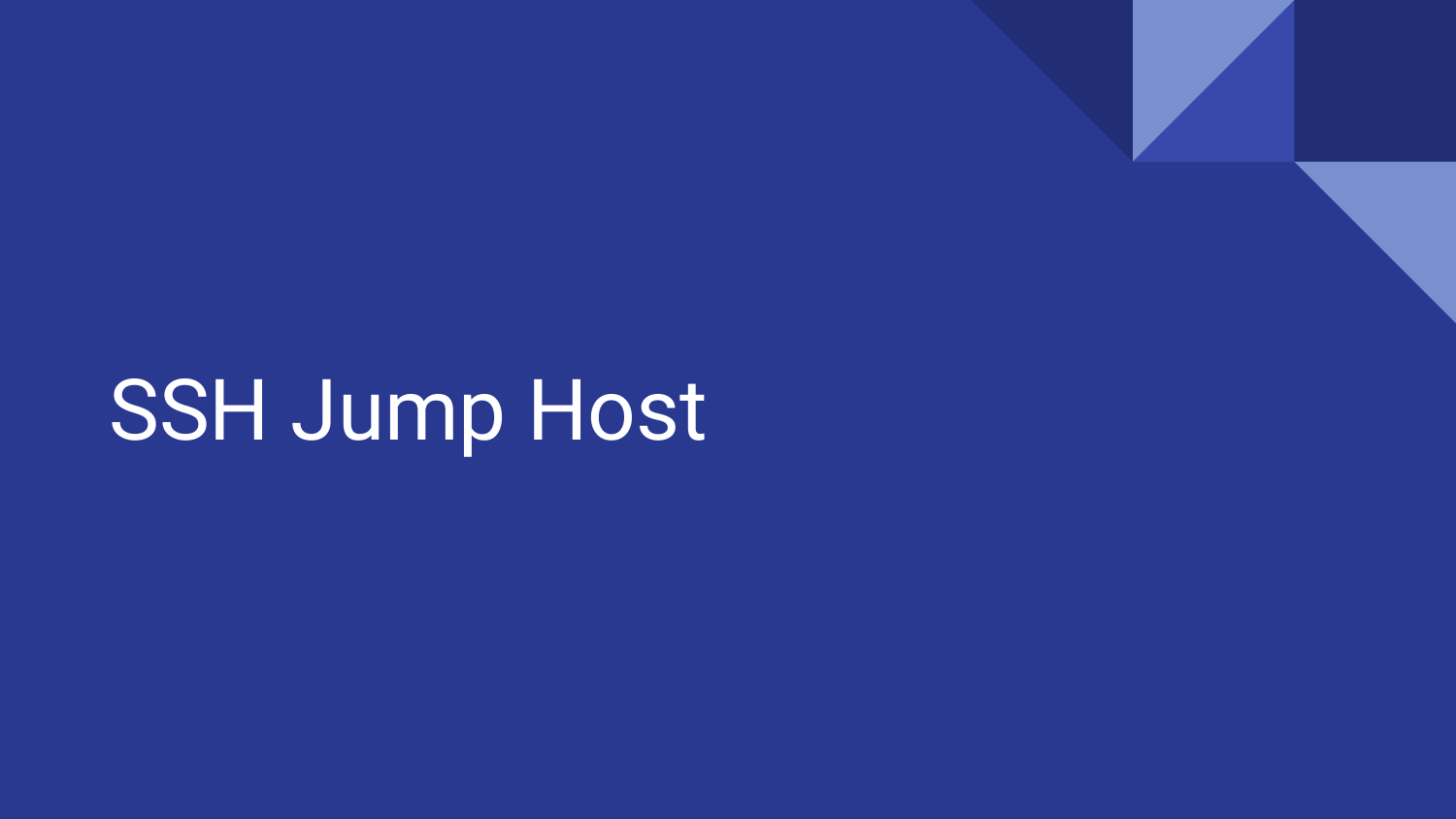# SSH Jump Host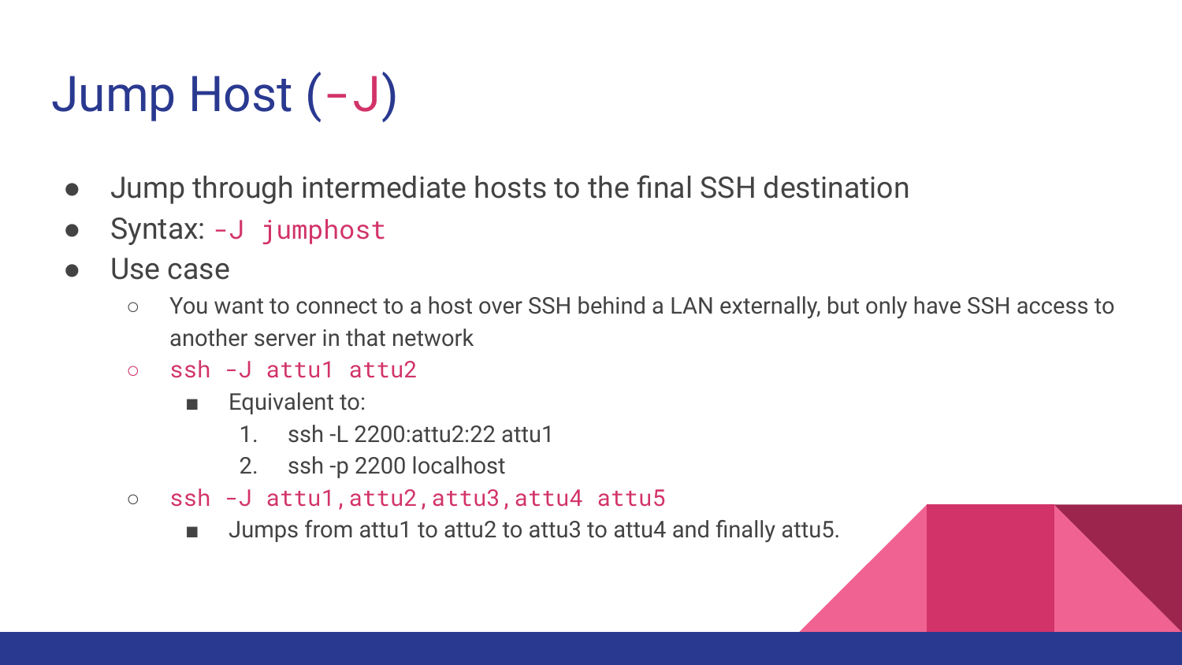# Jump Host (`-J`)

- Jump through intermediate hosts to the final SSH destination
- Syntax: `-J jumphost`
- Use case
  - You want to connect to a host over SSH behind a LAN externally, but only have SSH access to another server in that network
  - `ssh -J attu1 attu2`
    - Equivalent to:
      1. ssh -L 2200:attu2:22 attu1
      2. ssh -p 2200 localhost
  - `ssh -J attu1,attu2,attu3,attu4 attu5`
    - Jumps from attu1 to attu2 to attu3 to attu4 and finally attu5.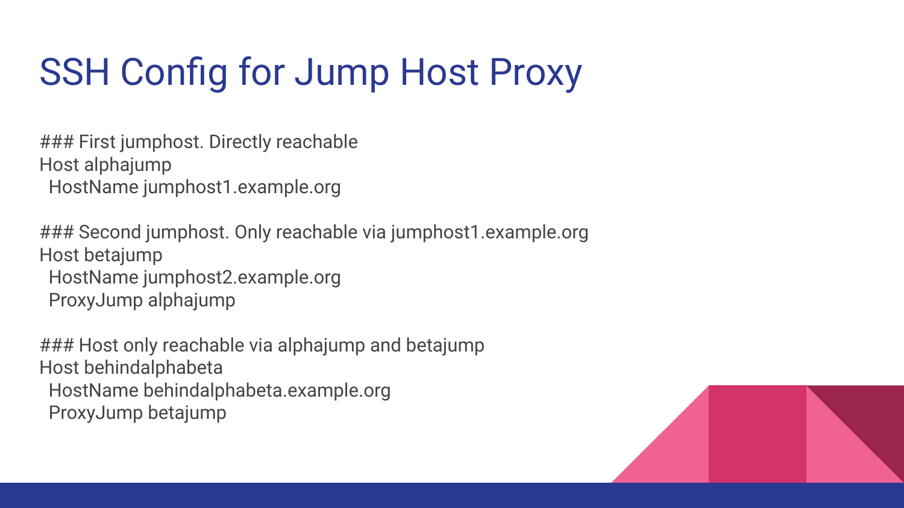# SSH Config for Jump Host Proxy

```
### First jumphost. Directly reachable
Host alphajump
  HostName jumphost1.example.org

### Second jumphost. Only reachable via jumphost1.example.org
Host betajump
  HostName jumphost2.example.org
  ProxyJump alphajump

### Host only reachable via alphajump and betajump
Host behindalphabeta
  HostName behindalphabeta.example.org
  ProxyJump betajump
```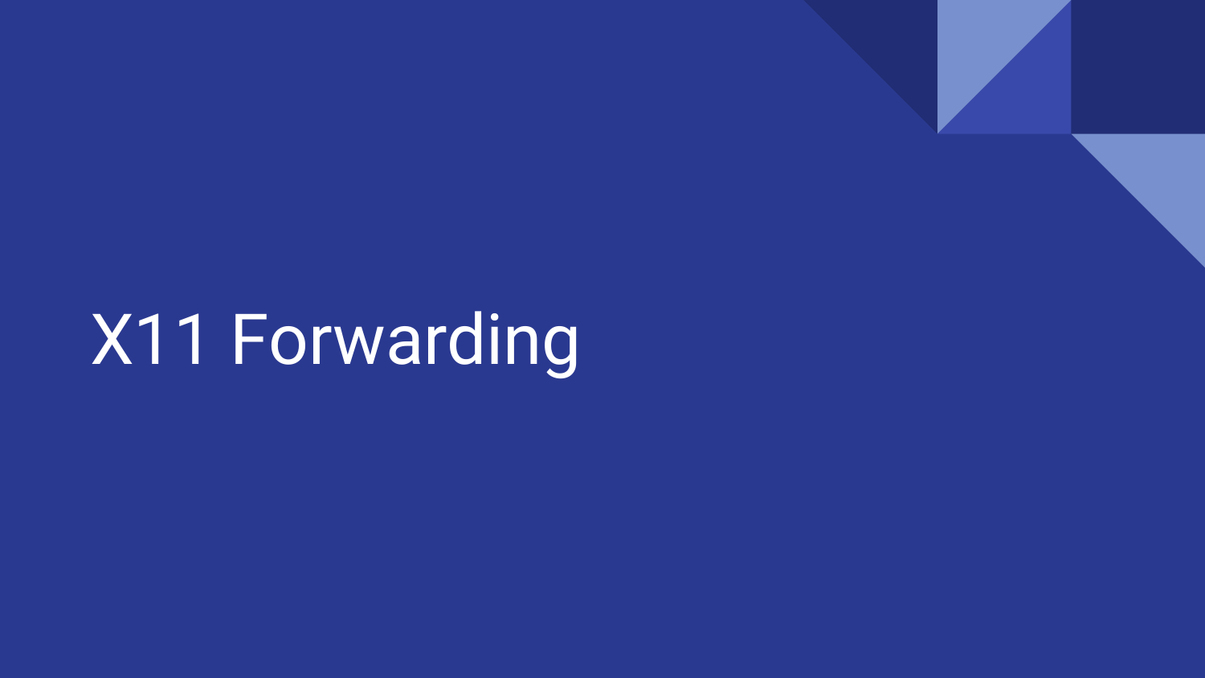# X11 Forwarding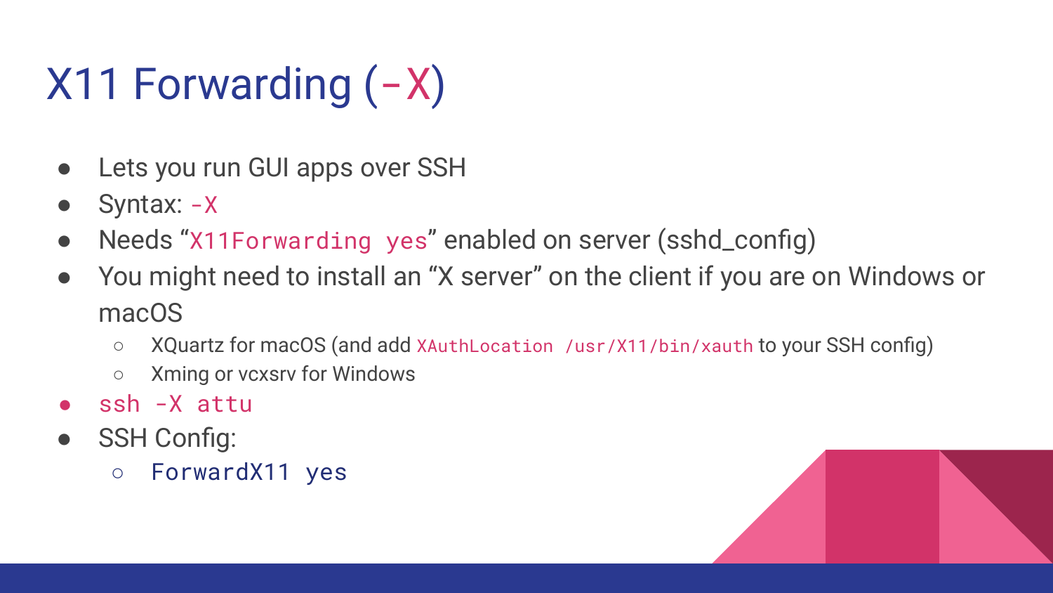# X11 Forwarding (`-X`)

- Lets you run GUI apps over SSH
- Syntax: `-X`
- Needs "`X11Forwarding yes`" enabled on server (sshd_config)
- You might need to install an "X server" on the client if you are on Windows or macOS
  - XQuartz for macOS (and add `XAuthLocation /usr/X11/bin/xauth` to your SSH config)
  - Xming or vcxsrv for Windows
- `ssh -X attu`
- SSH Config:
  - `ForwardX11 yes`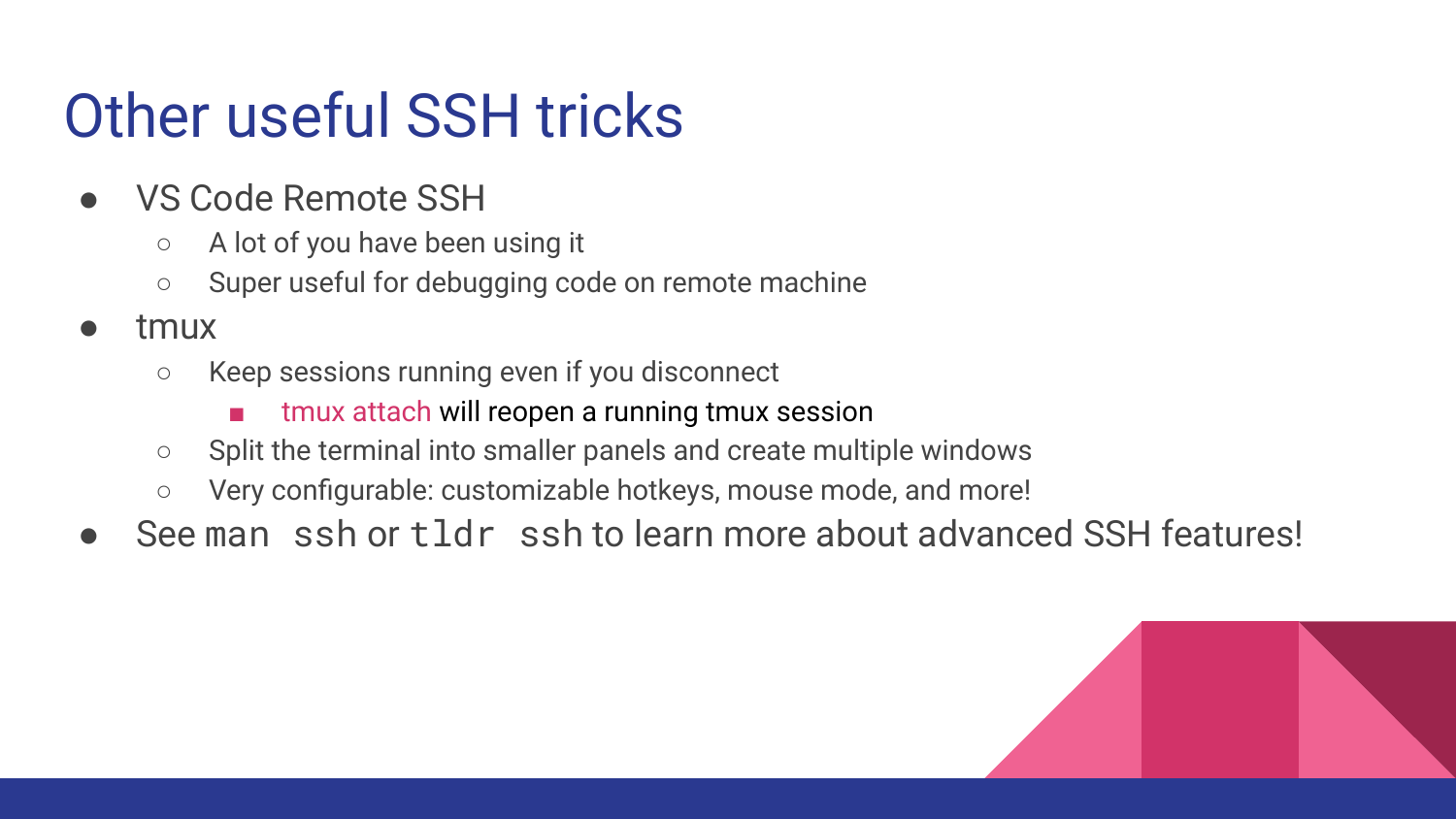# Other useful SSH tricks

- VS Code Remote SSH
  - A lot of you have been using it
  - Super useful for debugging code on remote machine
- tmux
  - Keep sessions running even if you disconnect
    - `tmux attach` will reopen a running tmux session
  - Split the terminal into smaller panels and create multiple windows
  - Very configurable: customizable hotkeys, mouse mode, and more!
- See `man ssh` or `tldr ssh` to learn more about advanced SSH features!